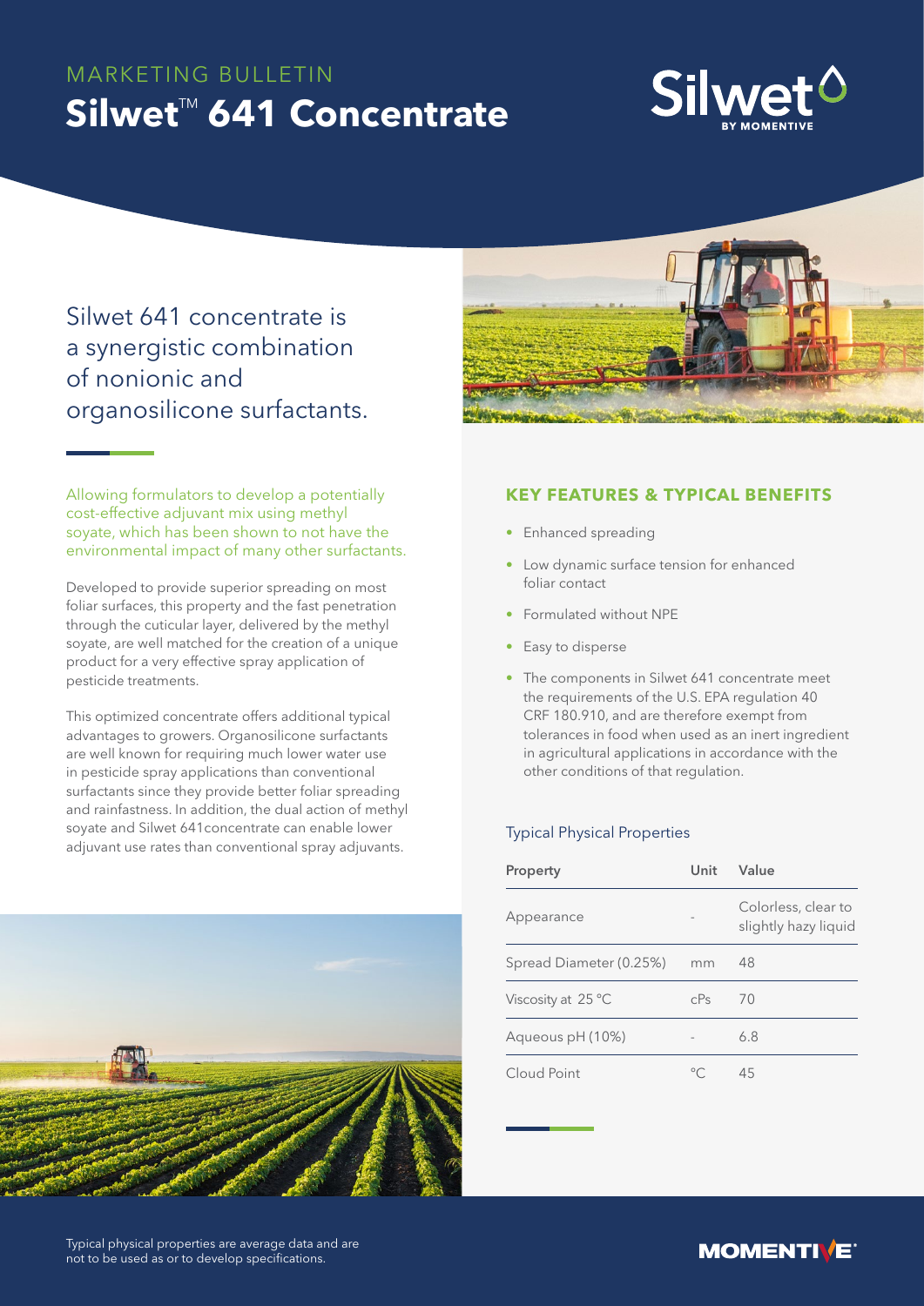MARKETING BULLETIN

# Silwet™ 641 Concentrate

## Silwet 641 concentrate is a synergistic combination of nonionic and organosilicone surfactants.

Allowing formulators to develop a potentially cost-effective adjuvant mix using methyl soyate, which has been shown to not have the environmental impact of many other surfactants.

Developed to provide superior spreading on most foliar surfaces, this property and the fast penetration through the cuticular layer, delivered by the methyl soyate, are well matched for the creation of a unique product for a very effective spray application of pesticide treatments.

This optimized concentrate offers additional typical advantages to growers. Organosilicone surfactants are well known for requiring much lower water use in pesticide spray applications than conventional surfactants since they provide better foliar spreading and rainfastness. In addition, the dual action of methyl soyate and Silwet 641concentrate can enable lower adjuvant use rates than conventional spray adjuvants.

### KEY FEATURES & TYPICAL BENEFITS

- Enhanced spreading
- Low dynamic surface tension for enhanced foliar contact
- Formulated without NPE
- Easy to disperse
- The components in Silwet 641 concentrate meet the requirements of the U.S. EPA regulation 40 CRF 180.910, and are therefore exempt from tolerances in food when used as an inert ingredient in agricultural applications in accordance with the other conditions of that regulation.

### Typical Physical Properties

| Property | Unit | Value |
|---|---|---|
| Appearance | - | Colorless, clear to slightly hazy liquid |
| Spread Diameter (0.25%) | mm | 48 |
| Viscosity at 25 °C | cPs | 70 |
| Aqueous pH (10%) | - | 6.8 |
| Cloud Point | °C | 45 |

Typical physical properties are average data and are not to be used as or to develop specifications.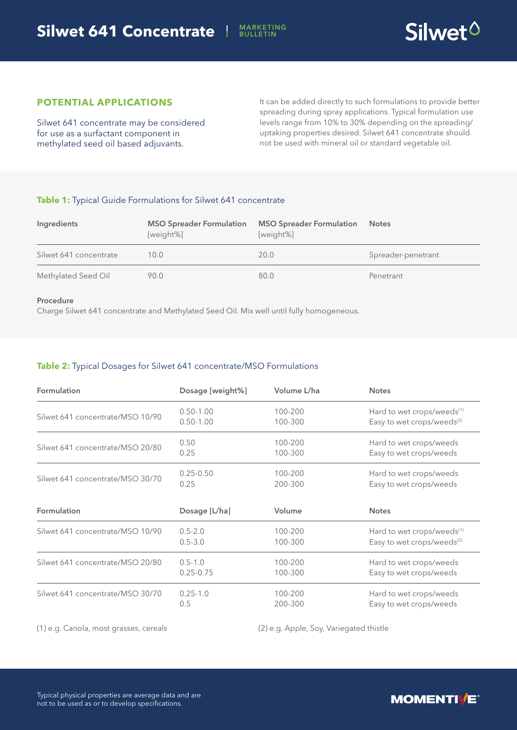## POTENTIAL APPLICATIONS

Silwet 641 concentrate may be considered for use as a surfactant component in methylated seed oil based adjuvants.

It can be added directly to such formulations to provide better spreading during spray applications. Typical formulation use levels range from 10% to 30% depending on the spreading/uptaking properties desired. Silwet 641 concentrate should not be used with mineral oil or standard vegetable oil.

**Table 1:** Typical Guide Formulations for Silwet 641 concentrate

| Ingredients | MSO Spreader Formulation [weight%] | MSO Spreader Formulation [weight%] | Notes |
|---|---|---|---|
| Silwet 641 concentrate | 10.0 | 20.0 | Spreader-penetrant |
| Methylated Seed Oil | 90.0 | 80.0 | Penetrant |

**Procedure**
Charge Silwet 641 concentrate and Methylated Seed Oil. Mix well until fully homogeneous.

**Table 2:** Typical Dosages for Silwet 641 concentrate/MSO Formulations

| Formulation | Dosage [weight%] | Volume L/ha | Notes |
|---|---|---|---|
| Silwet 641 concentrate/MSO 10/90 | 0.50-1.00<br>0.50-1.00 | 100-200<br>100-300 | Hard to wet crops/weeds(1)<br>Easy to wet crops/weeds(2) |
| Silwet 641 concentrate/MSO 20/80 | 0.50<br>0.25 | 100-200<br>100-300 | Hard to wet crops/weeds<br>Easy to wet crops/weeds |
| Silwet 641 concentrate/MSO 30/70 | 0.25-0.50<br>0.25 | 100-200<br>200-300 | Hard to wet crops/weeds<br>Easy to wet crops/weeds |
| **Formulation** | **Dosage [L/ha]** | **Volume** | **Notes** |
| Silwet 641 concentrate/MSO 10/90 | 0.5-2.0<br>0.5-3.0 | 100-200<br>100-300 | Hard to wet crops/weeds(1)<br>Easy to wet crops/weeds(2) |
| Silwet 641 concentrate/MSO 20/80 | 0.5-1.0<br>0.25-0.75 | 100-200<br>100-300 | Hard to wet crops/weeds<br>Easy to wet crops/weeds |
| Silwet 641 concentrate/MSO 30/70 | 0.25-1.0<br>0.5 | 100-200<br>200-300 | Hard to wet crops/weeds<br>Easy to wet crops/weeds |

(1) e.g. Canola, most grasses, cereals

(2) e.g. Apple, Soy, Variegated thistle

Typical physical properties are average data and are not to be used as or to develop specifications.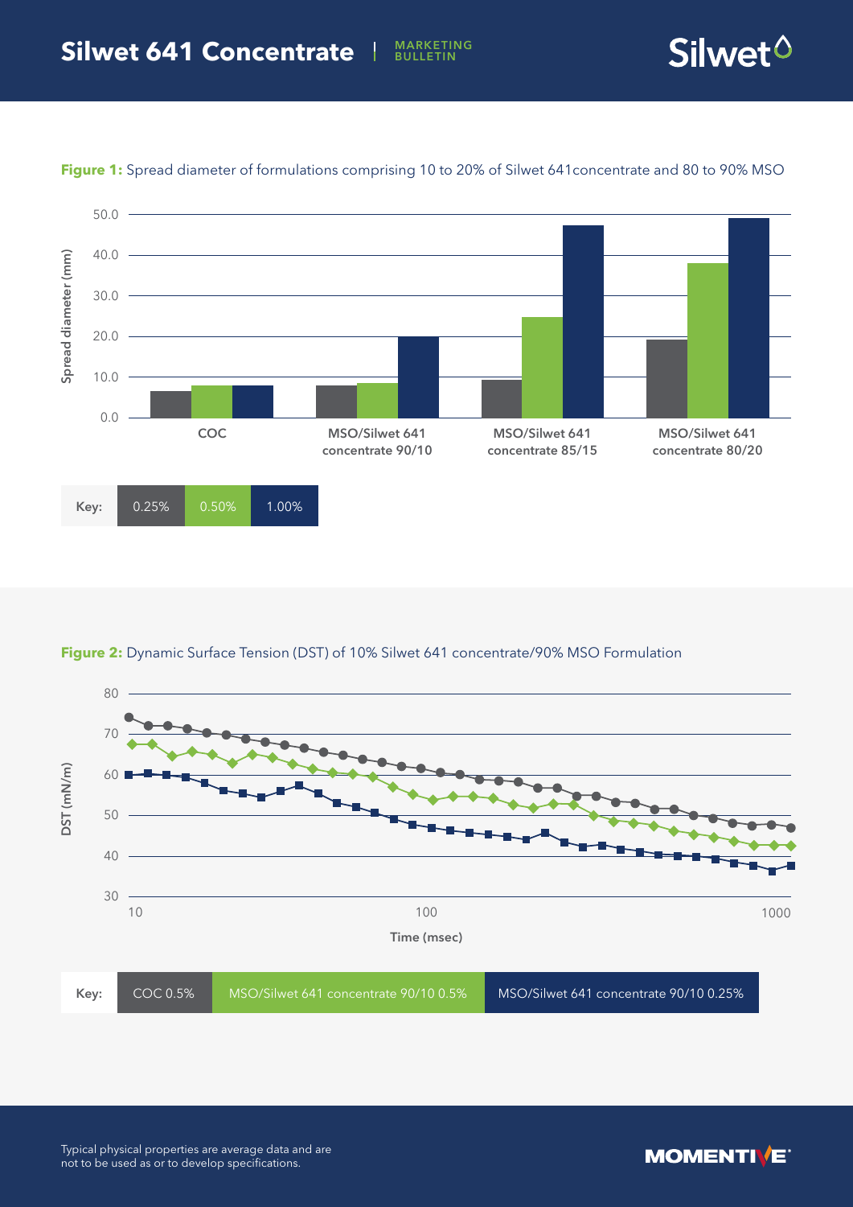**Figure 1:** Spread diameter of formulations comprising 10 to 20% of Silwet 641concentrate and 80 to 90% MSO

Key: 0.25% | 0.50% | 1.00%

**Figure 2:** Dynamic Surface Tension (DST) of 10% Silwet 641 concentrate/90% MSO Formulation

Key: COC 0.5% | MSO/Silwet 641 concentrate 90/10 0.5% | MSO/Silwet 641 concentrate 90/10 0.25%

Typical physical properties are average data and are not to be used as or to develop specifications.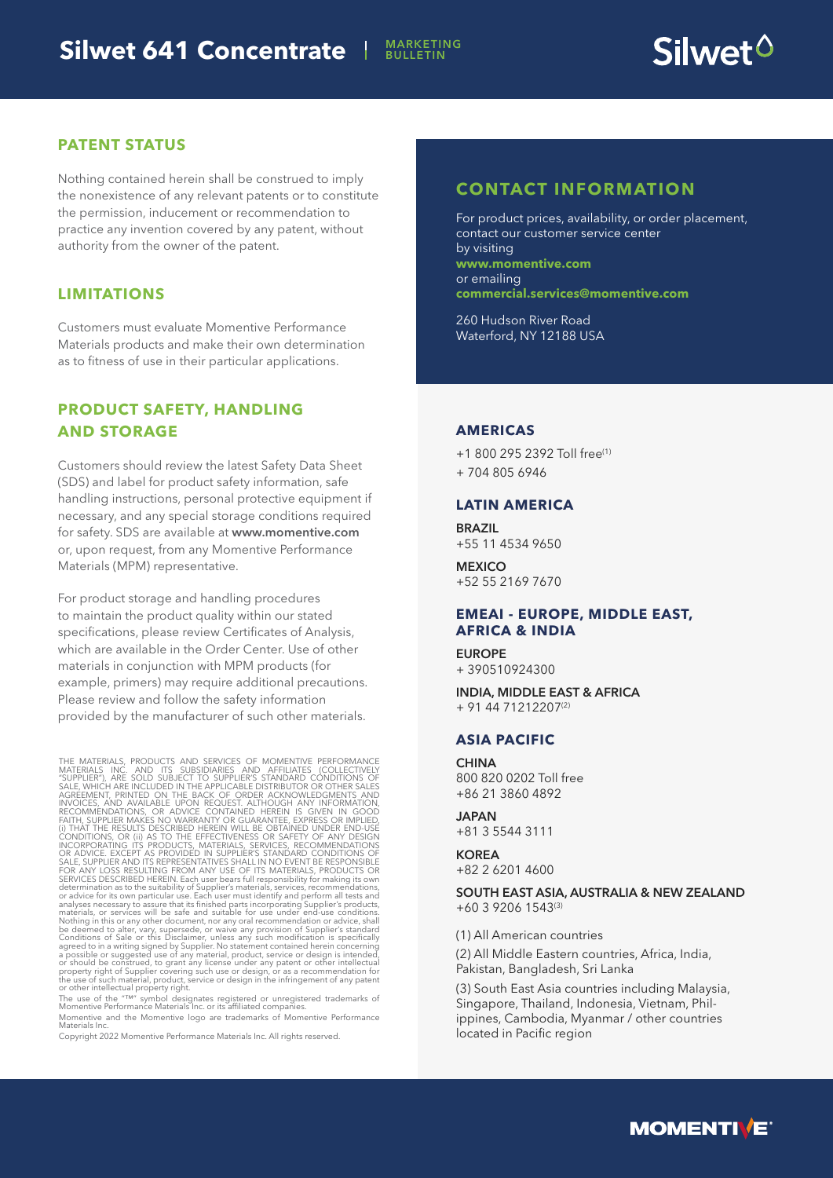## PATENT STATUS

Nothing contained herein shall be construed to imply the nonexistence of any relevant patents or to constitute the permission, inducement or recommendation to practice any invention covered by any patent, without authority from the owner of the patent.

## LIMITATIONS

Customers must evaluate Momentive Performance Materials products and make their own determination as to fitness of use in their particular applications.

## PRODUCT SAFETY, HANDLING AND STORAGE

Customers should review the latest Safety Data Sheet (SDS) and label for product safety information, safe handling instructions, personal protective equipment if necessary, and any special storage conditions required for safety. SDS are available at **www.momentive.com** or, upon request, from any Momentive Performance Materials (MPM) representative.

For product storage and handling procedures to maintain the product quality within our stated specifications, please review Certificates of Analysis, which are available in the Order Center. Use of other materials in conjunction with MPM products (for example, primers) may require additional precautions. Please review and follow the safety information provided by the manufacturer of such other materials.

THE MATERIALS, PRODUCTS AND SERVICES OF MOMENTIVE PERFORMANCE MATERIALS INC. AND ITS SUBSIDIARIES AND AFFILIATES (COLLECTIVELY "SUPPLIER"), ARE SOLD SUBJECT TO SUPPLIER'S STANDARD CONDITIONS OF SALE, WHICH ARE INCLUDED IN THE APPLICABLE DISTRIBUTOR OR OTHER SALES AGREEMENT, PRINTED ON THE BACK OF ORDER ACKNOWLEDGMENTS AND INVOICES, AND AVAILABLE UPON REQUEST. ALTHOUGH ANY INFORMATION, RECOMMENDATIONS, OR ADVICE CONTAINED HEREIN IS GIVEN IN GOOD FAITH, SUPPLIER MAKES NO WARRANTY OR GUARANTEE, EXPRESS OR IMPLIED, (i) THAT THE RESULTS DESCRIBED HEREIN WILL BE OBTAINED UNDER END-USE CONDITIONS, OR (ii) AS TO THE EFFECTIVENESS OR SAFETY OF ANY DESIGN INCORPORATING ITS PRODUCTS, MATERIALS, SERVICES, RECOMMENDATIONS OR ADVICE. EXCEPT AS PROVIDED IN SUPPLIER'S STANDARD CONDITIONS OF SALE, SUPPLIER AND ITS REPRESENTATIVES SHALL IN NO EVENT BE RESPONSIBLE FOR ANY LOSS RESULTING FROM ANY USE OF ITS MATERIALS, PRODUCTS OR SERVICES DESCRIBED HEREIN. Each user bears full responsibility for making its own determination as to the suitability of Supplier's materials, services, recommendations, or advice for its own particular use. Each user must identify and perform all tests and analyses necessary to assure that its finished parts incorporating Supplier's products, materials, or services will be safe and suitable for use under end-use conditions. Nothing in this or any other document, nor any oral recommendation or advice, shall be deemed to alter, vary, supersede, or waive any provision of Supplier's standard Conditions of Sale or this Disclaimer, unless any such modification is specifically agreed to in a writing signed by Supplier. No statement contained herein concerning a possible or suggested use of any material, product, service or design is intended, or should be construed, to grant any license under any patent or other intellectual property right of Supplier covering such use or design, or as a recommendation for the use of such material, product, service or design in the infringement of any patent or other intellectual property right.

The use of the "™" symbol designates registered or unregistered trademarks of Momentive Performance Materials Inc. or its affiliated companies.

Momentive and the Momentive logo are trademarks of Momentive Performance Materials Inc.

Copyright 2022 Momentive Performance Materials Inc. All rights reserved.

## CONTACT INFORMATION

For product prices, availability, or order placement, contact our customer service center by visiting **www.momentive.com** or emailing **commercial.services@momentive.com**

260 Hudson River Road
Waterford, NY 12188 USA

### AMERICAS

+1 800 295 2392 Toll free[1]
+ 704 805 6946

### LATIN AMERICA

**BRAZIL**
+55 11 4534 9650

**MEXICO**
+52 55 2169 7670

### EMEAI - EUROPE, MIDDLE EAST, AFRICA & INDIA

**EUROPE**
+ 390510924300

**INDIA, MIDDLE EAST & AFRICA**
+ 91 44 71212207[2]

### ASIA PACIFIC

**CHINA**
800 820 0202 Toll free
+86 21 3860 4892

**JAPAN**
+81 3 5544 3111

**KOREA**
+82 2 6201 4600

**SOUTH EAST ASIA, AUSTRALIA & NEW ZEALAND**
+60 3 9206 1543[3]

(1) All American countries

(2) All Middle Eastern countries, Africa, India, Pakistan, Bangladesh, Sri Lanka

(3) South East Asia countries including Malaysia, Singapore, Thailand, Indonesia, Vietnam, Philippines, Cambodia, Myanmar / other countries located in Pacific region